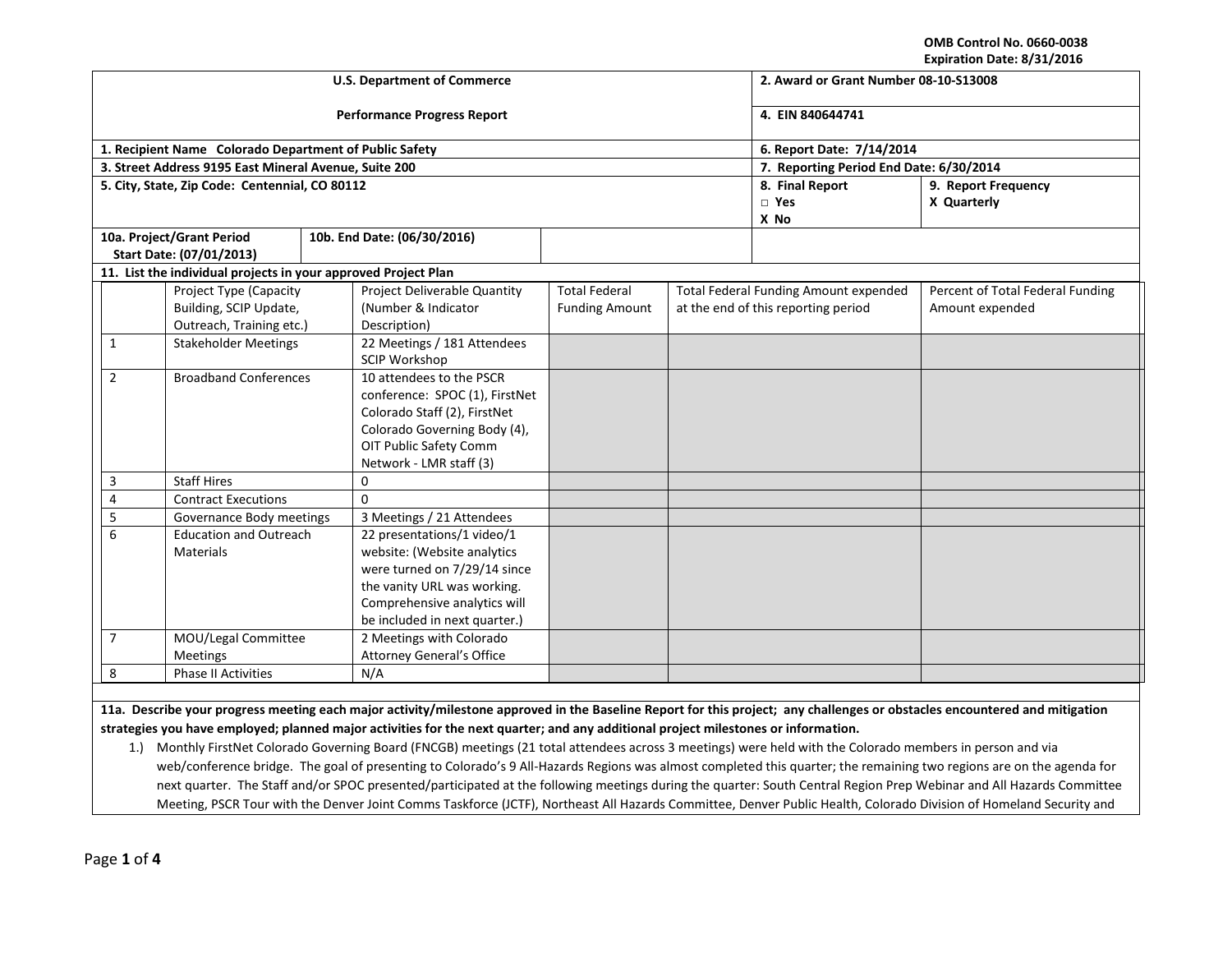OMB Control No. 0660-0038
Expiration Date: 8/31/2016

| U.S. Department of Commerce | 2. Award or Grant Number 08-10-S13008 |
|---|---|
| Performance Progress Report | 4. EIN 840644741 |
| 1. Recipient Name Colorado Department of Public Safety | 6. Report Date: 7/14/2014 |
| 3. Street Address 9195 East Mineral Avenue, Suite 200 | 7. Reporting Period End Date: 6/30/2014 |
| 5. City, State, Zip Code: Centennial, CO 80112 | 8. Final Report □ Yes X No / 9. Report Frequency X Quarterly |
| 10a. Project/Grant Period Start Date: (07/01/2013) | 10b. End Date: (06/30/2016) |

**11. List the individual projects in your approved Project Plan**

| | Project Type (Capacity Building, SCIP Update, Outreach, Training etc.) | Project Deliverable Quantity (Number & Indicator Description) | Total Federal Funding Amount | Total Federal Funding Amount expended at the end of this reporting period | Percent of Total Federal Funding Amount expended |
|---|---|---|---|---|---|
| 1 | Stakeholder Meetings | 22 Meetings / 181 Attendees SCIP Workshop | | | |
| 2 | Broadband Conferences | 10 attendees to the PSCR conference: SPOC (1), FirstNet Colorado Staff (2), FirstNet Colorado Governing Body (4), OIT Public Safety Comm Network - LMR staff (3) | | | |
| 3 | Staff Hires | 0 | | | |
| 4 | Contract Executions | 0 | | | |
| 5 | Governance Body meetings | 3 Meetings / 21 Attendees | | | |
| 6 | Education and Outreach Materials | 22 presentations/1 video/1 website: (Website analytics were turned on 7/29/14 since the vanity URL was working. Comprehensive analytics will be included in next quarter.) | | | |
| 7 | MOU/Legal Committee Meetings | 2 Meetings with Colorado Attorney General's Office | | | |
| 8 | Phase II Activities | N/A | | | |

**11a. Describe your progress meeting each major activity/milestone approved in the Baseline Report for this project; any challenges or obstacles encountered and mitigation strategies you have employed; planned major activities for the next quarter; and any additional project milestones or information.**

1.) Monthly FirstNet Colorado Governing Board (FNCGB) meetings (21 total attendees across 3 meetings) were held with the Colorado members in person and via web/conference bridge. The goal of presenting to Colorado's 9 All-Hazards Regions was almost completed this quarter; the remaining two regions are on the agenda for next quarter. The Staff and/or SPOC presented/participated at the following meetings during the quarter: South Central Region Prep Webinar and All Hazards Committee Meeting, PSCR Tour with the Denver Joint Comms Taskforce (JCTF), Northeast All Hazards Committee, Denver Public Health, Colorado Division of Homeland Security and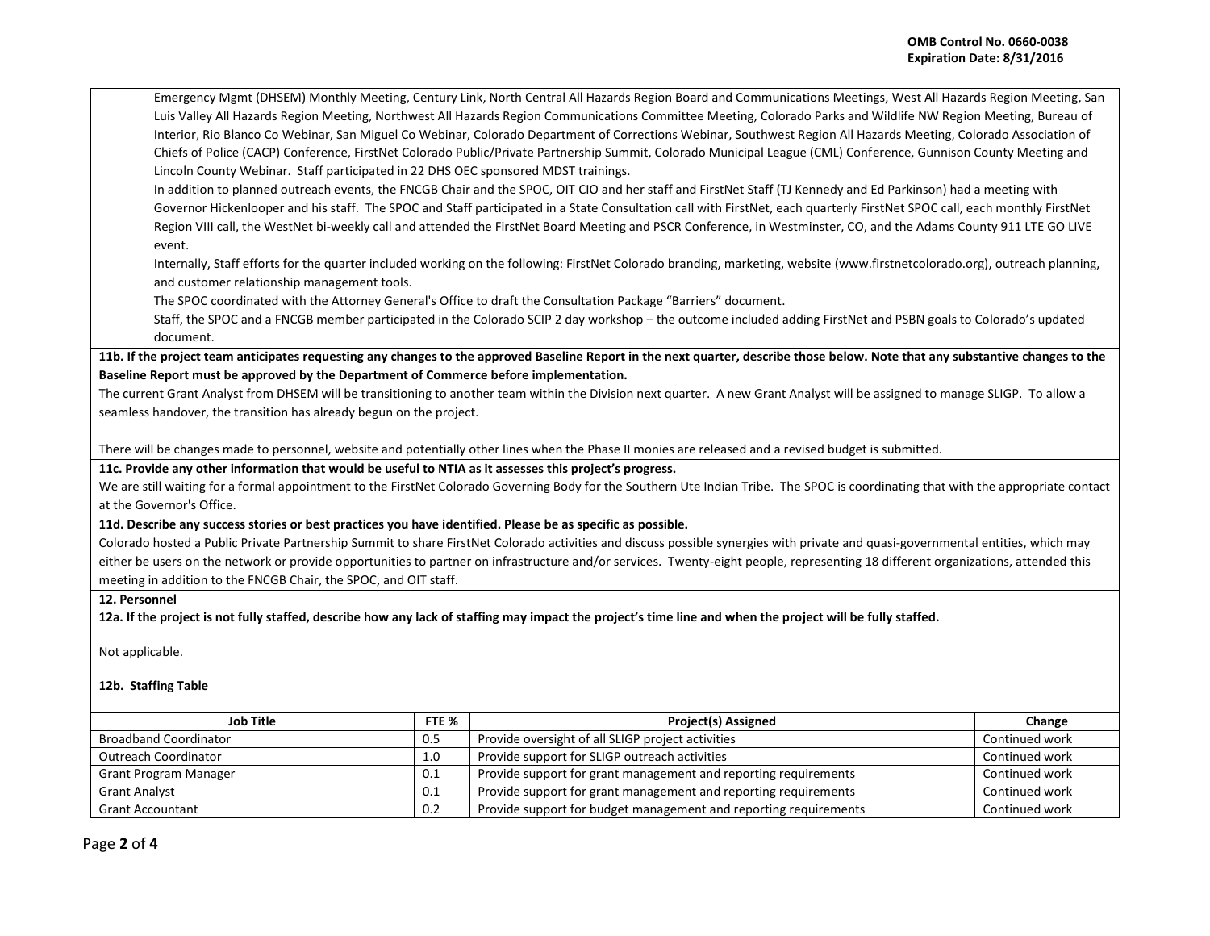Emergency Mgmt (DHSEM) Monthly Meeting, Century Link, North Central All Hazards Region Board and Communications Meetings, West All Hazards Region Meeting, San Luis Valley All Hazards Region Meeting, Northwest All Hazards Region Communications Committee Meeting, Colorado Parks and Wildlife NW Region Meeting, Bureau of Interior, Rio Blanco Co Webinar, San Miguel Co Webinar, Colorado Department of Corrections Webinar, Southwest Region All Hazards Meeting, Colorado Association of Chiefs of Police (CACP) Conference, FirstNet Colorado Public/Private Partnership Summit, Colorado Municipal League (CML) Conference, Gunnison County Meeting and Lincoln County Webinar. Staff participated in 22 DHS OEC sponsored MDST trainings.

In addition to planned outreach events, the FNCGB Chair and the SPOC, OIT CIO and her staff and FirstNet Staff (TJ Kennedy and Ed Parkinson) had a meeting with Governor Hickenlooper and his staff. The SPOC and Staff participated in a State Consultation call with FirstNet, each quarterly FirstNet SPOC call, each monthly FirstNet Region VIII call, the WestNet bi-weekly call and attended the FirstNet Board Meeting and PSCR Conference, in Westminster, CO, and the Adams County 911 LTE GO LIVE event.

Internally, Staff efforts for the quarter included working on the following: FirstNet Colorado branding, marketing, website (www.firstnetcolorado.org), outreach planning, and customer relationship management tools.

The SPOC coordinated with the Attorney General's Office to draft the Consultation Package "Barriers" document.

Staff, the SPOC and a FNCGB member participated in the Colorado SCIP 2 day workshop – the outcome included adding FirstNet and PSBN goals to Colorado's updated document.

**11b. If the project team anticipates requesting any changes to the approved Baseline Report in the next quarter, describe those below. Note that any substantive changes to the Baseline Report must be approved by the Department of Commerce before implementation.**

The current Grant Analyst from DHSEM will be transitioning to another team within the Division next quarter. A new Grant Analyst will be assigned to manage SLIGP. To allow a seamless handover, the transition has already begun on the project.

There will be changes made to personnel, website and potentially other lines when the Phase II monies are released and a revised budget is submitted.

**11c. Provide any other information that would be useful to NTIA as it assesses this project's progress.**

We are still waiting for a formal appointment to the FirstNet Colorado Governing Body for the Southern Ute Indian Tribe. The SPOC is coordinating that with the appropriate contact at the Governor's Office.

**11d. Describe any success stories or best practices you have identified. Please be as specific as possible.**

Colorado hosted a Public Private Partnership Summit to share FirstNet Colorado activities and discuss possible synergies with private and quasi-governmental entities, which may either be users on the network or provide opportunities to partner on infrastructure and/or services. Twenty-eight people, representing 18 different organizations, attended this meeting in addition to the FNCGB Chair, the SPOC, and OIT staff.

**12. Personnel**

**12a. If the project is not fully staffed, describe how any lack of staffing may impact the project's time line and when the project will be fully staffed.**

Not applicable.

**12b. Staffing Table**

| Job Title | FTE % | Project(s) Assigned | Change |
|---|---|---|---|
| Broadband Coordinator | 0.5 | Provide oversight of all SLIGP project activities | Continued work |
| Outreach Coordinator | 1.0 | Provide support for SLIGP outreach activities | Continued work |
| Grant Program Manager | 0.1 | Provide support for grant management and reporting requirements | Continued work |
| Grant Analyst | 0.1 | Provide support for grant management and reporting requirements | Continued work |
| Grant Accountant | 0.2 | Provide support for budget management and reporting requirements | Continued work |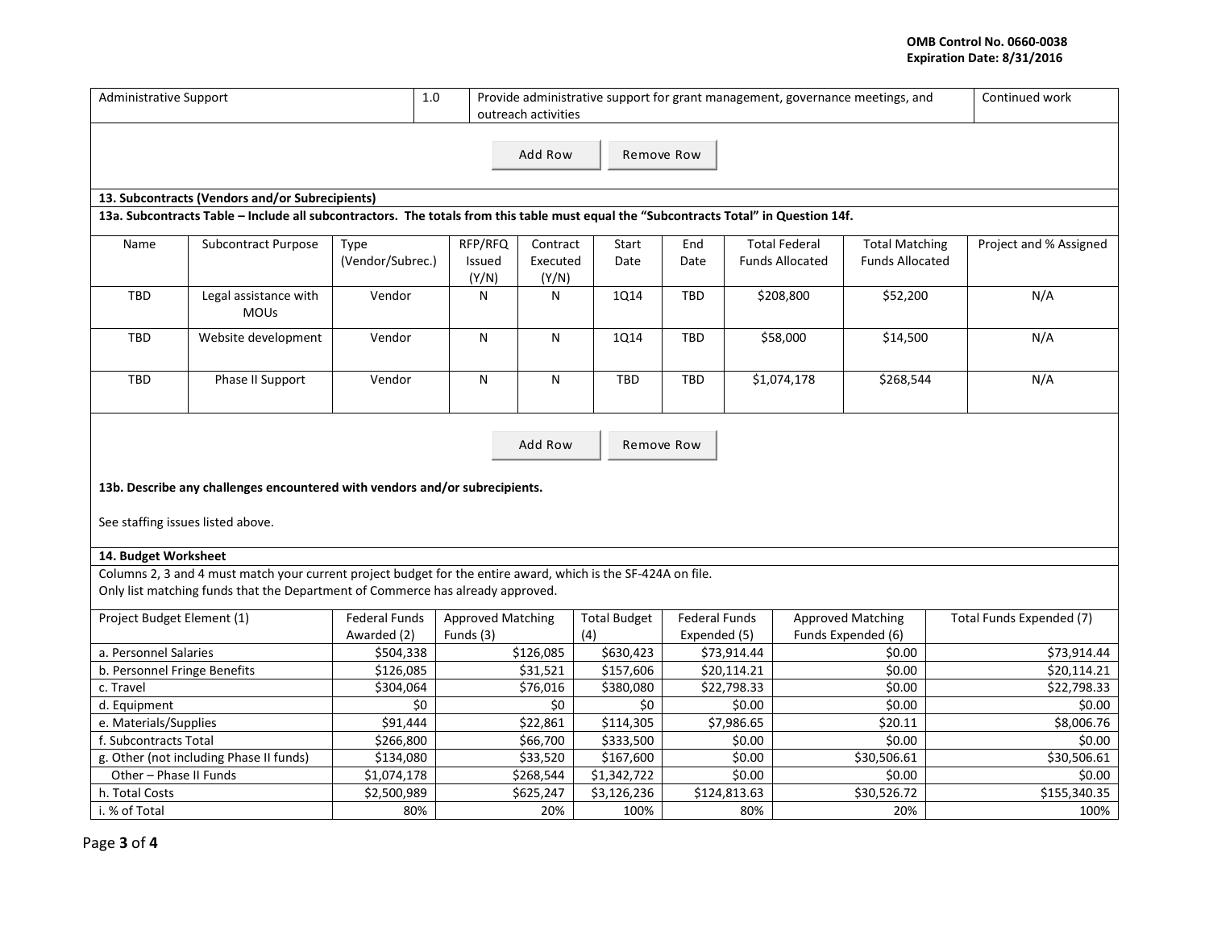| Administrative Support | 1.0 | Provide administrative support for grant management, governance meetings, and outreach activities | Continued work |
|---|---|---|---|

Add Row Remove Row

**13. Subcontracts (Vendors and/or Subrecipients)**

**13a. Subcontracts Table – Include all subcontractors. The totals from this table must equal the "Subcontracts Total" in Question 14f.**

| Name | Subcontract Purpose | Type (Vendor/Subrec.) | RFP/RFQ Issued (Y/N) | Contract Executed (Y/N) | Start Date | End Date | Total Federal Funds Allocated | Total Matching Funds Allocated | Project and % Assigned |
|---|---|---|---|---|---|---|---|---|---|
| TBD | Legal assistance with MOUs | Vendor | N | N | 1Q14 | TBD | $208,800 | $52,200 | N/A |
| TBD | Website development | Vendor | N | N | 1Q14 | TBD | $58,000 | $14,500 | N/A |
| TBD | Phase II Support | Vendor | N | N | TBD | TBD | $1,074,178 | $268,544 | N/A |

Add Row Remove Row

**13b. Describe any challenges encountered with vendors and/or subrecipients.**

See staffing issues listed above.

**14. Budget Worksheet**

Columns 2, 3 and 4 must match your current project budget for the entire award, which is the SF-424A on file.
Only list matching funds that the Department of Commerce has already approved.

| Project Budget Element (1) | Federal Funds Awarded (2) | Approved Matching Funds (3) | Total Budget (4) | Federal Funds Expended (5) | Approved Matching Funds Expended (6) | Total Funds Expended (7) |
|---|---|---|---|---|---|---|
| a. Personnel Salaries | $504,338 | $126,085 | $630,423 | $73,914.44 | $0.00 | $73,914.44 |
| b. Personnel Fringe Benefits | $126,085 | $31,521 | $157,606 | $20,114.21 | $0.00 | $20,114.21 |
| c. Travel | $304,064 | $76,016 | $380,080 | $22,798.33 | $0.00 | $22,798.33 |
| d. Equipment | $0 | $0 | $0 | $0.00 | $0.00 | $0.00 |
| e. Materials/Supplies | $91,444 | $22,861 | $114,305 | $7,986.65 | $20.11 | $8,006.76 |
| f. Subcontracts Total | $266,800 | $66,700 | $333,500 | $0.00 | $0.00 | $0.00 |
| g. Other (not including Phase II funds) | $134,080 | $33,520 | $167,600 | $0.00 | $30,506.61 | $30,506.61 |
| Other – Phase II Funds | $1,074,178 | $268,544 | $1,342,722 | $0.00 | $0.00 | $0.00 |
| h. Total Costs | $2,500,989 | $625,247 | $3,126,236 | $124,813.63 | $30,526.72 | $155,340.35 |
| i. % of Total | 80% | 20% | 100% | 80% | 20% | 100% |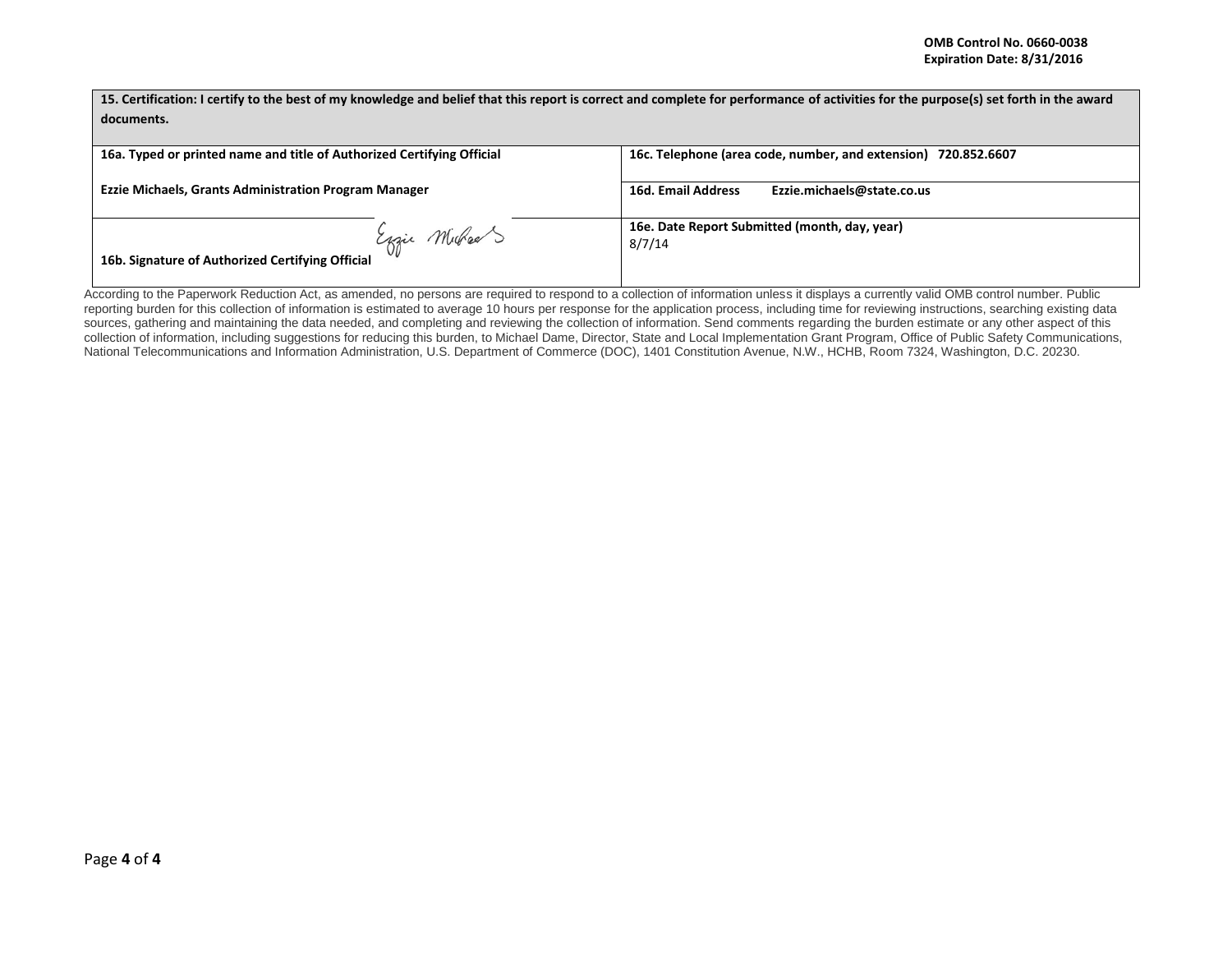**OMB Control No. 0660-0038**
**Expiration Date: 8/31/2016**

| | |
|---|---|
| **15. Certification: I certify to the best of my knowledge and belief that this report is correct and complete for performance of activities for the purpose(s) set forth in the award documents.** | |
| **16a. Typed or printed name and title of Authorized Certifying Official** | **16c. Telephone (area code, number, and extension) 720.852.6607** |
| **Ezzie Michaels, Grants Administration Program Manager** | **16d. Email Address Ezzie.michaels@state.co.us** |
| **16b. Signature of Authorized Certifying Official** Ezzie Michaels | **16e. Date Report Submitted (month, day, year)** 8/7/14 |

According to the Paperwork Reduction Act, as amended, no persons are required to respond to a collection of information unless it displays a currently valid OMB control number. Public reporting burden for this collection of information is estimated to average 10 hours per response for the application process, including time for reviewing instructions, searching existing data sources, gathering and maintaining the data needed, and completing and reviewing the collection of information. Send comments regarding the burden estimate or any other aspect of this collection of information, including suggestions for reducing this burden, to Michael Dame, Director, State and Local Implementation Grant Program, Office of Public Safety Communications, National Telecommunications and Information Administration, U.S. Department of Commerce (DOC), 1401 Constitution Avenue, N.W., HCHB, Room 7324, Washington, D.C. 20230.